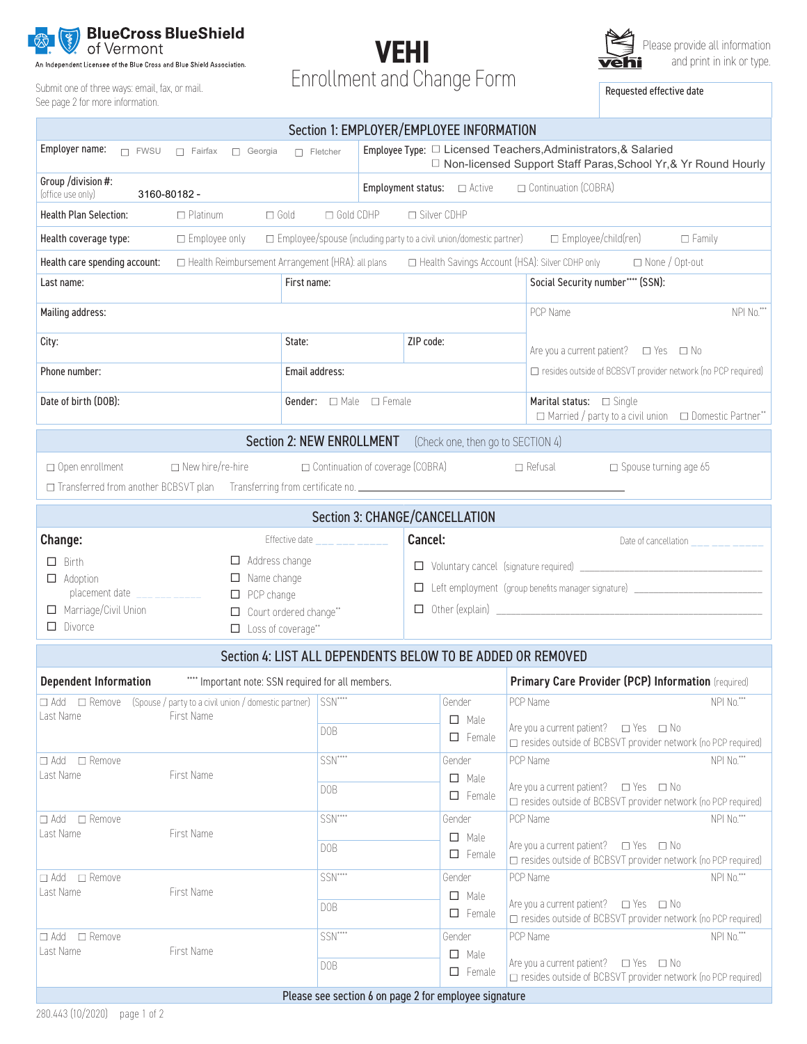BlueCross BlueShield of Vermont

An Independent Licensee of the Blue Cross and Blue Shield Association.

Submit one of three ways: email, fax, or mail.
See page 2 for more information.

# VEHI
## Enrollment and Change Form

Please provide all information and print in ink or type.

Requested effective date

## Section 1: EMPLOYER/EMPLOYEE INFORMATION

| | |
|---|---|
| Employer name: ☐ FWSU ☐ Fairfax ☐ Georgia ☐ Fletcher | Employee Type: ☐ Licensed Teachers,Administrators,& Salaried ☐ Non-licensed Support Staff Paras,School Yr,& Yr Round Hourly |
| Group /division #: (office use only) 3160-80182 - | Employment status: ☐ Active ☐ Continuation (COBRA) |

Health Plan Selection: ☐ Platinum ☐ Gold ☐ Gold CDHP ☐ Silver CDHP

Health coverage type: ☐ Employee only ☐ Employee/spouse (including party to a civil union/domestic partner) ☐ Employee/child(ren) ☐ Family

Health care spending account: ☐ Health Reimbursement Arrangement (HRA): all plans ☐ Health Savings Account (HSA): Silver CDHP only ☐ None / Opt-out

| | | | |
|---|---|---|---|
| Last name: | First name: | | Social Security number**** (SSN): |
| Mailing address: | | | PCP Name NPI No.*** |
| City: | State: | ZIP code: | Are you a current patient? ☐ Yes ☐ No |
| Phone number: | Email address: | | ☐ resides outside of BCBSVT provider network (no PCP required) |
| Date of birth (DOB): | Gender: ☐ Male ☐ Female | | Marital status: ☐ Single ☐ Married / party to a civil union ☐ Domestic Partner** |

## Section 2: NEW ENROLLMENT (Check one, then go to SECTION 4)

☐ Open enrollment ☐ New hire/re-hire ☐ Continuation of coverage (COBRA) ☐ Refusal ☐ Spouse turning age 65

☐ Transferred from another BCBSVT plan Transferring from certificate no. ____________________

## Section 3: CHANGE/CANCELLATION

| **Change:** Effective date ___ ___ _____ | | **Cancel:** Date of cancellation ___ ___ _____ |
|---|---|---|
| ☐ Birth | ☐ Address change | ☐ Voluntary cancel (signature required) ____________________ |
| ☐ Adoption placement date ___ ___ _____ | ☐ Name change | ☐ Left employment (group benefits manager signature) ____________________ |
| | ☐ PCP change | ☐ Other (explain) ____________________ |
| ☐ Marriage/Civil Union | ☐ Court ordered change** | |
| ☐ Divorce | ☐ Loss of coverage** | |

## Section 4: LIST ALL DEPENDENTS BELOW TO BE ADDED OR REMOVED

**Dependent Information** **** Important note: SSN required for all members.

**Primary Care Provider (PCP) Information** (required)

| Dependent | SSN / DOB | Gender | PCP |
|---|---|---|---|
| ☐ Add ☐ Remove (Spouse / party to a civil union / domestic partner) Last Name First Name | SSN**** DOB | ☐ Male ☐ Female | PCP Name NPI No.*** Are you a current patient? ☐ Yes ☐ No ☐ resides outside of BCBSVT provider network (no PCP required) |
| ☐ Add ☐ Remove Last Name First Name | SSN**** DOB | ☐ Male ☐ Female | PCP Name NPI No.*** Are you a current patient? ☐ Yes ☐ No ☐ resides outside of BCBSVT provider network (no PCP required) |
| ☐ Add ☐ Remove Last Name First Name | SSN**** DOB | ☐ Male ☐ Female | PCP Name NPI No.*** Are you a current patient? ☐ Yes ☐ No ☐ resides outside of BCBSVT provider network (no PCP required) |
| ☐ Add ☐ Remove Last Name First Name | SSN**** DOB | ☐ Male ☐ Female | PCP Name NPI No.*** Are you a current patient? ☐ Yes ☐ No ☐ resides outside of BCBSVT provider network (no PCP required) |
| ☐ Add ☐ Remove Last Name First Name | SSN**** DOB | ☐ Male ☐ Female | PCP Name NPI No.*** Are you a current patient? ☐ Yes ☐ No ☐ resides outside of BCBSVT provider network (no PCP required) |

Please see section 6 on page 2 for employee signature

280.443 (10/2020)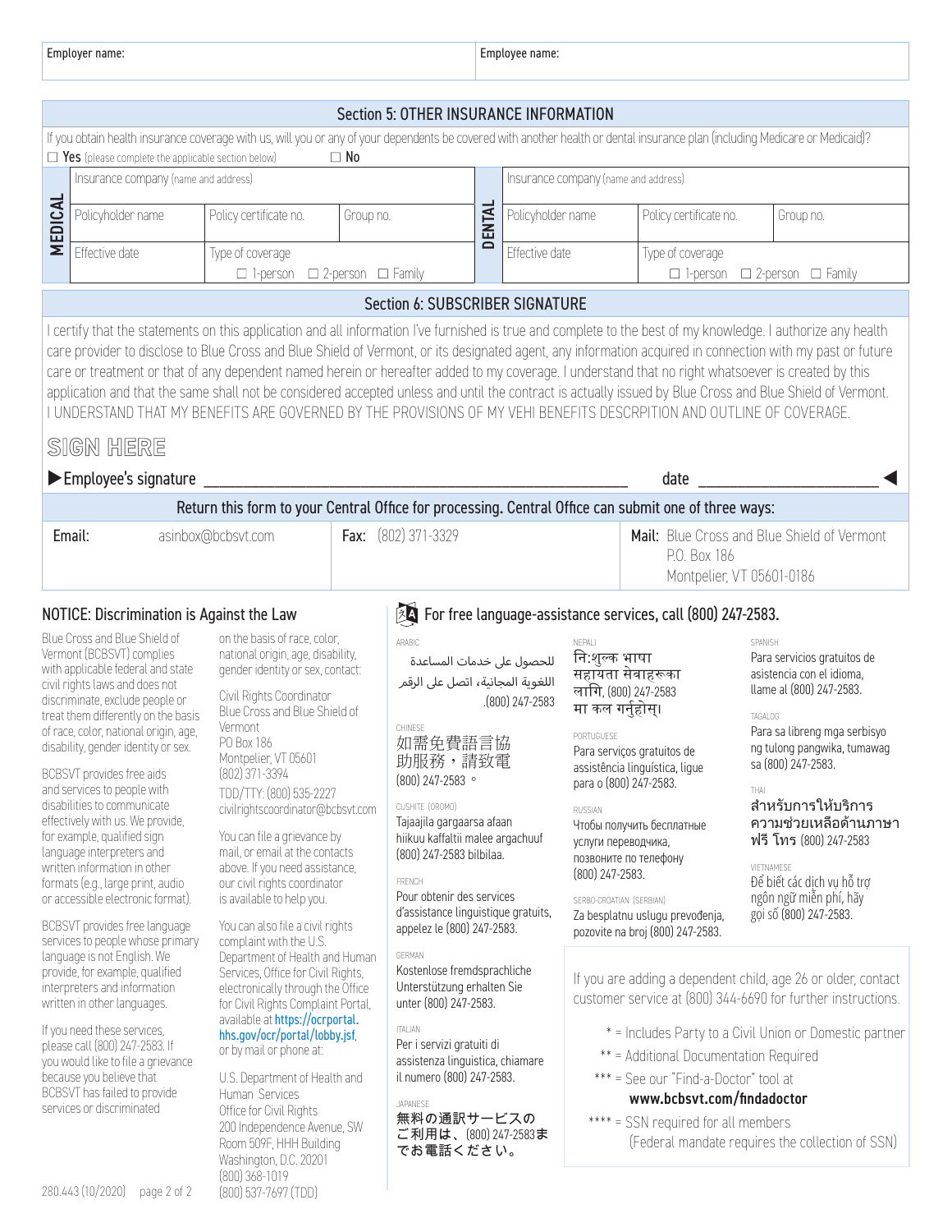| Employer name: | Employee name: |
|---|---|

## Section 5: OTHER INSURANCE INFORMATION

If you obtain health insurance coverage with us, will you or any of your dependents be covered with another health or dental insurance plan (including Medicare or Medicaid)?

☐ **Yes** (please complete the applicable section below) ☐ No

| | | | | | | | |
|---|---|---|---|---|---|---|---|
| MEDICAL | Insurance company (name and address) | | | DENTAL | Insurance company (name and address) | | |
| | Policyholder name | Policy certificate no. | Group no. | | Policyholder name | Policy certificate no. | Group no. |
| | Effective date | Type of coverage ☐ 1-person ☐ 2-person ☐ Family | | | Effective date | Type of coverage ☐ 1-person ☐ 2-person ☐ Family | |

## Section 6: SUBSCRIBER SIGNATURE

I certify that the statements on this application and all information I've furnished is true and complete to the best of my knowledge. I authorize any health care provider to disclose to Blue Cross and Blue Shield of Vermont, or its designated agent, any information acquired in connection with my past or future care or treatment or that of any dependent named herein or hereafter added to my coverage. I understand that no right whatsoever is created by this application and that the same shall not be considered accepted unless and until the contract is actually issued by Blue Cross and Blue Shield of Vermont. I UNDERSTAND THAT MY BENEFITS ARE GOVERNED BY THE PROVISIONS OF MY VEHI BENEFITS DESCRPITION AND OUTLINE OF COVERAGE.

**SIGN HERE**

▶Employee's signature ______________________________ date ____________________ ◀

Return this form to your Central Office for processing. Central Office can submit one of three ways:

| | | |
|---|---|---|
| **Email:** asinbox@bcbsvt.com | **Fax:** (802) 371-3329 | **Mail:** Blue Cross and Blue Shield of Vermont P.O. Box 186 Montpelier, VT 05601-0186 |

## NOTICE: Discrimination is Against the Law

Blue Cross and Blue Shield of Vermont (BCBSVT) complies with applicable federal and state civil rights laws and does not discriminate, exclude people or treat them differently on the basis of race, color, national origin, age, disability, gender identity or sex.

BCBSVT provides free aids and services to people with disabilities to communicate effectively with us. We provide, for example, qualified sign language interpreters and written information in other formats (e.g., large print, audio or accessible electronic format).

BCBSVT provides free language services to people whose primary language is not English. We provide, for example, qualified interpreters and information written in other languages.

If you need these services, please call (800) 247-2583. If you would like to file a grievance because you believe that BCBSVT has failed to provide services or discriminated on the basis of race, color, national origin, age, disability, gender identity or sex, contact:

Civil Rights Coordinator
Blue Cross and Blue Shield of Vermont
PO Box 186
Montpelier, VT 05601
(802) 371-3394
TDD/TTY: (800) 535-2227
civilrightscoordinator@bcbsvt.com

You can file a grievance by mail, or email at the contacts above. If you need assistance, our civil rights coordinator is available to help you.

You can also file a civil rights complaint with the U.S. Department of Health and Human Services, Office for Civil Rights, electronically through the Office for Civil Rights Complaint Portal, available at https://ocrportal.hhs.gov/ocr/portal/lobby.jsf, or by mail or phone at:

U.S. Department of Health and Human Services
Office for Civil Rights
200 Independence Avenue, SW
Room 509F, HHH Building
Washington, D.C. 20201
(800) 368-1019
(800) 537-7697 (TDD)

## For free language-assistance services, call (800) 247-2583.

ARABIC
للحصول على خدمات المساعدة اللغوية المجانية، اتصل على الرقم (800) 247-2583.

CHINESE
如需免費語言協助服務，請致電 (800) 247-2583 。

CUSHITE (OROMO)
Tajaajila gargaarsa afaan hiikuu kaffaltii malee argachuuf (800) 247-2583 bilbilaa.

FRENCH
Pour obtenir des services d'assistance linguistique gratuits, appelez le (800) 247-2583.

GERMAN
Kostenlose fremdsprachliche Unterstützung erhalten Sie unter (800) 247-2583.

ITALIAN
Per i servizi gratuiti di assistenza linguistica, chiamare il numero (800) 247-2583.

JAPANESE
無料の通訳サービスのご利用は、(800) 247-2583までお電話ください。

NEPALI
नि:शुल्क भाषा सहायता सेवाहरूका लागि, (800) 247-2583 मा कल गर्नुहोस्।

PORTUGUESE
Para serviços gratuitos de assistência linguística, ligue para o (800) 247-2583.

RUSSIAN
Чтобы получить бесплатные услуги переводчика, позвоните по телефону (800) 247-2583.

SERBO-CROATIAN (SERBIAN)
Za besplatnu uslugu prevođenja, pozovite na broj (800) 247-2583.

SPANISH
Para servicios gratuitos de asistencia con el idioma, llame al (800) 247-2583.

TAGALOG
Para sa libreng mga serbisyo ng tulong pangwika, tumawag sa (800) 247-2583.

THAI
สำหรับการให้บริการความช่วยเหลือด้านภาษาฟรี โทร (800) 247-2583

VIETNAMESE
Để biết các dịch vụ hỗ trợ ngôn ngữ miễn phí, hãy gọi số (800) 247-2583.

If you are adding a dependent child, age 26 or older, contact customer service at (800) 344-6690 for further instructions.

* = Includes Party to a Civil Union or Domestic partner
** = Additional Documentation Required
*** = See our "Find-a-Doctor" tool at **www.bcbsvt.com/findadoctor**
**** = SSN required for all members (Federal mandate requires the collection of SSN)

280.443 (10/2020)